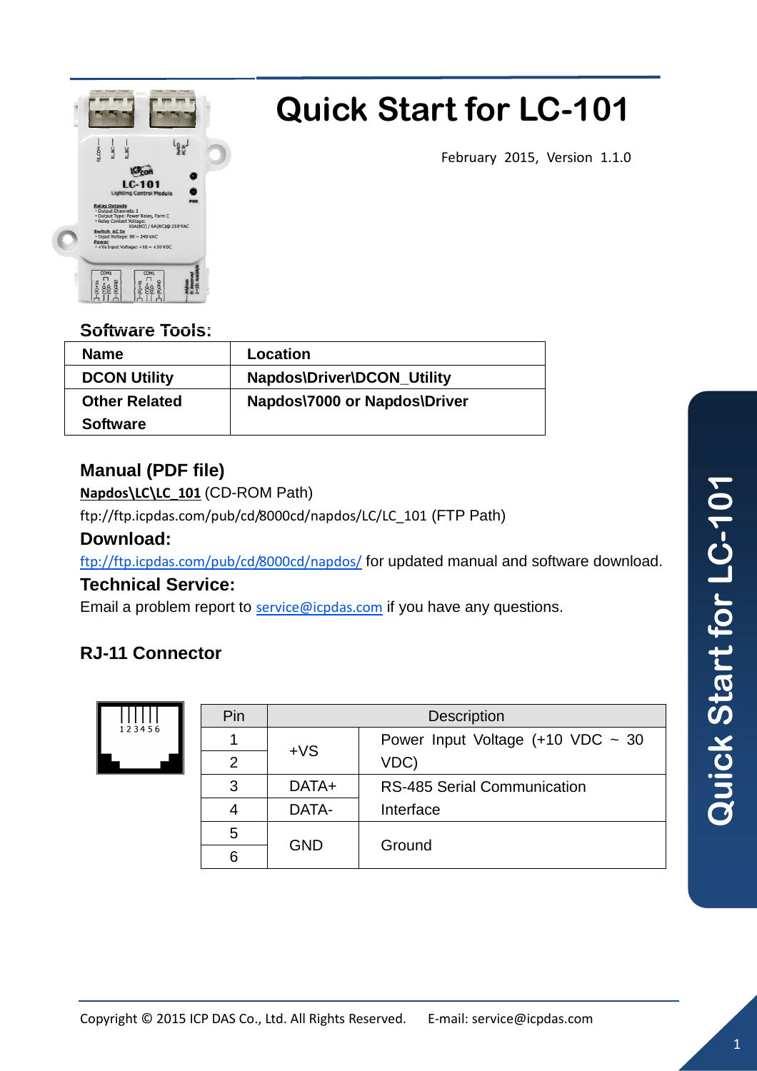# Quick Start for LC-101

February 2015, Version 1.1.0

**Software Tools:**

| Name | Location |
|---|---|
| DCON Utility | Napdos\Driver\DCON_Utility |
| Other Related Software | Napdos\7000 or Napdos\Driver |

### Manual (PDF file)

**Napdos\LC\LC_101** (CD-ROM Path)

ftp://ftp.icpdas.com/pub/cd/8000cd/napdos/LC/LC_101 (FTP Path)

### Download:

ftp://ftp.icpdas.com/pub/cd/8000cd/napdos/ for updated manual and software download.

### Technical Service:

Email a problem report to service@icpdas.com if you have any questions.

### RJ-11 Connector

1 2 3 4 5 6

| Pin | Description | |
|---|---|---|
| 1 | +VS | Power Input Voltage (+10 VDC ~ 30 VDC) |
| 2 | | |
| 3 | DATA+ | RS-485 Serial Communication Interface |
| 4 | DATA- | |
| 5 | GND | Ground |
| 6 | | |

Copyright © 2015 ICP DAS Co., Ltd. All Rights Reserved. E-mail: service@icpdas.com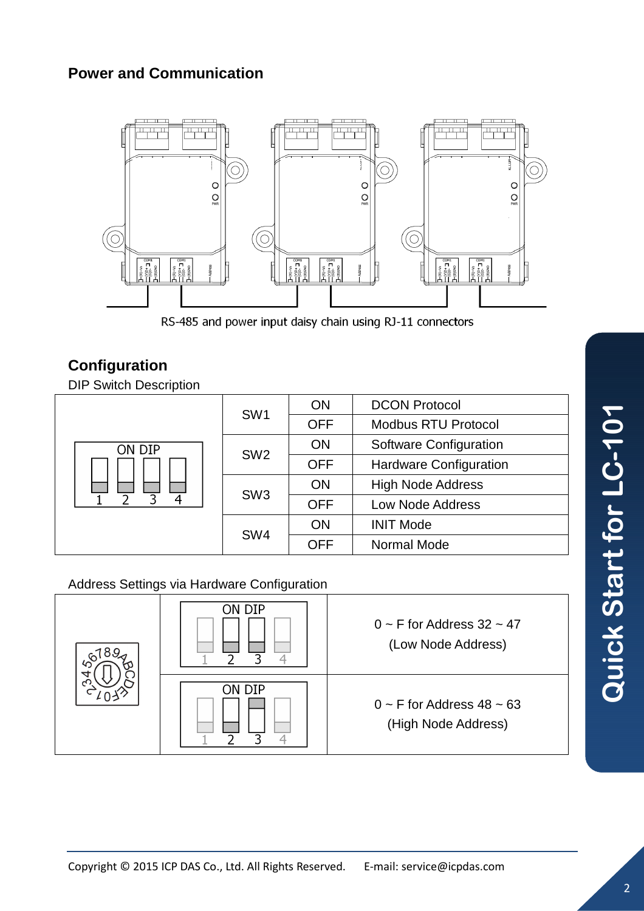## Power and Communication

RS-485 and power input daisy chain using RJ-11 connectors

## Configuration

DIP Switch Description

| | Switch | State | Description |
|---|---|---|---|
| ON DIP 1 2 3 4 | SW1 | ON | DCON Protocol |
| | | OFF | Modbus RTU Protocol |
| | SW2 | ON | Software Configuration |
| | | OFF | Hardware Configuration |
| | SW3 | ON | High Node Address |
| | | OFF | Low Node Address |
| | SW4 | ON | INIT Mode |
| | | OFF | Normal Mode |

Address Settings via Hardware Configuration

| Rotary Switch | DIP Setting | Address |
|---|---|---|
| 0–F rotary switch | ON DIP 1 2 3 4 | 0 ~ F for Address 32 ~ 47 (Low Node Address) |
| | ON DIP 1 2 3 4 | 0 ~ F for Address 48 ~ 63 (High Node Address) |

Quick Start for LC-101

Copyright © 2015 ICP DAS Co., Ltd. All Rights Reserved. E-mail: service@icpdas.com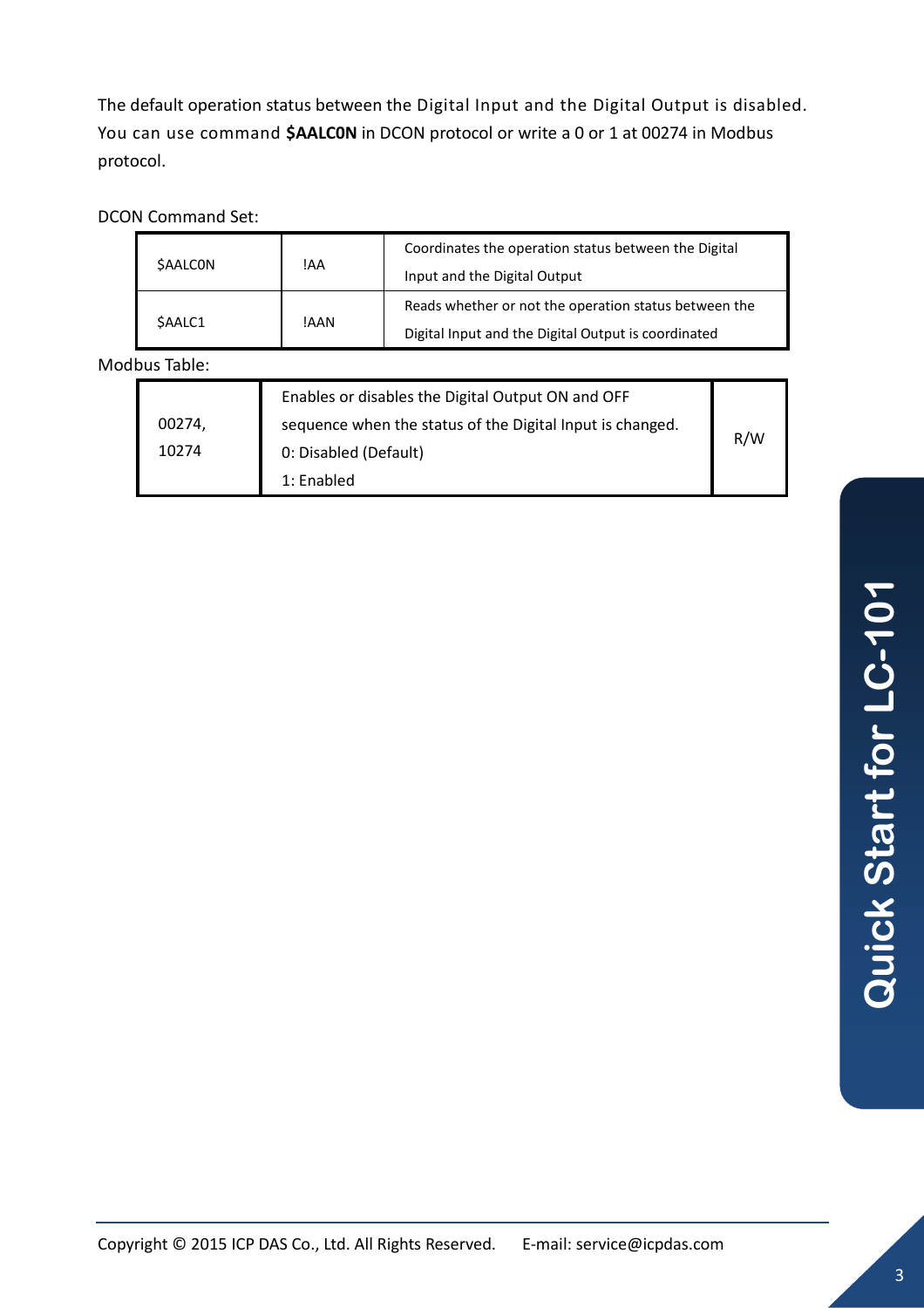The default operation status between the Digital Input and the Digital Output is disabled. You can use command **$AALC0N** in DCON protocol or write a 0 or 1 at 00274 in Modbus protocol.

DCON Command Set:

| | | |
|---|---|---|
| $AALC0N | !AA | Coordinates the operation status between the Digital Input and the Digital Output |
| $AALC1 | !AAN | Reads whether or not the operation status between the Digital Input and the Digital Output is coordinated |

Modbus Table:

| | | |
|---|---|---|
| 00274, 10274 | Enables or disables the Digital Output ON and OFF sequence when the status of the Digital Input is changed.<br>0: Disabled (Default)<br>1: Enabled | R/W |